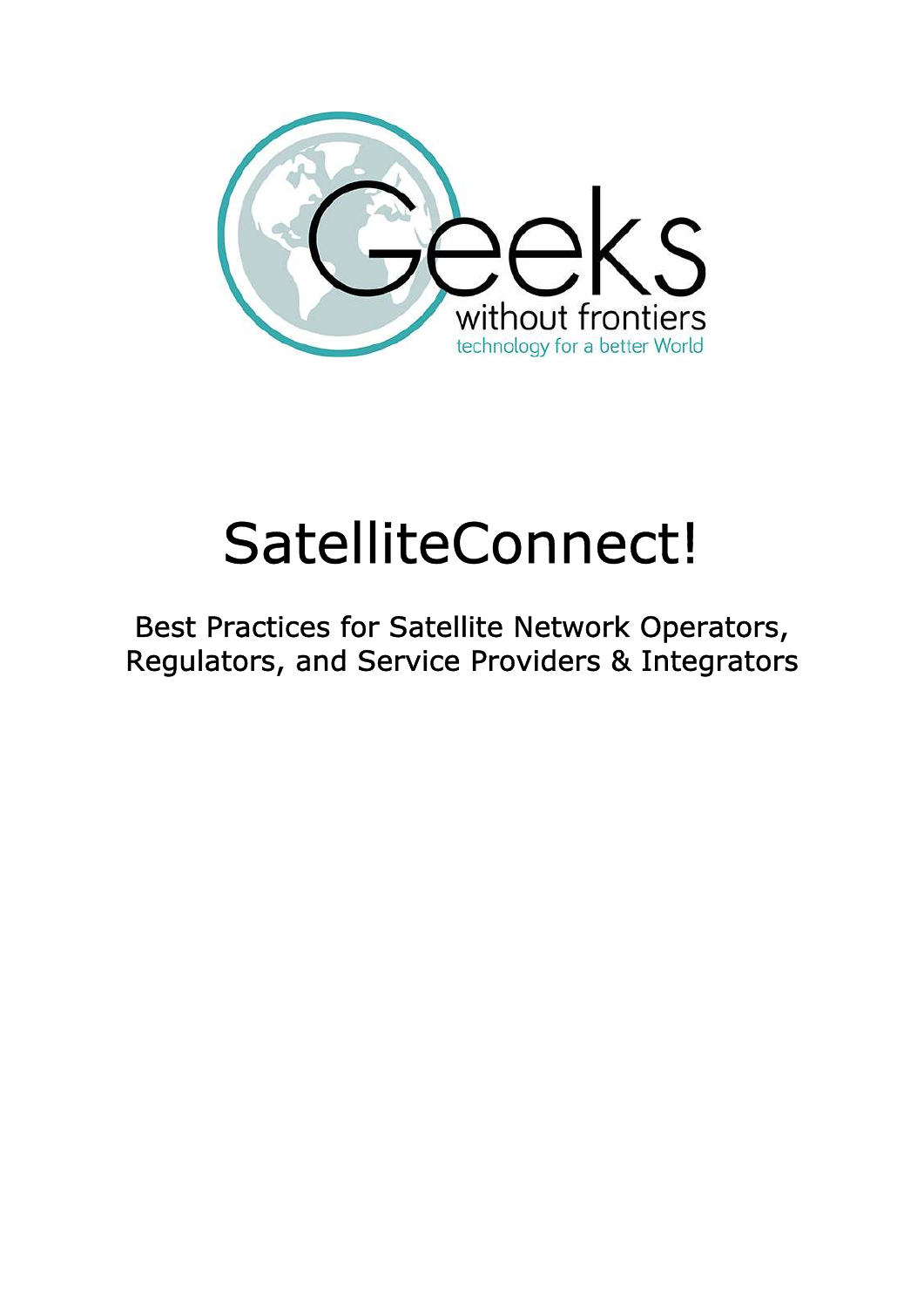Geeks without frontiers

technology for a better World

# SatelliteConnect!

## Best Practices for Satellite Network Operators, Regulators, and Service Providers & Integrators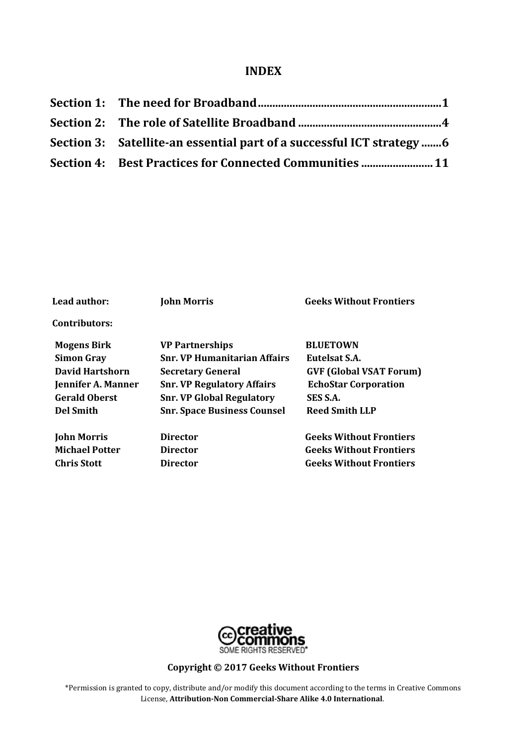# INDEX

| | | |
|---|---|---|
| **Section 1:** | **The need for Broadband** | **1** |
| **Section 2:** | **The role of Satellite Broadband** | **4** |
| **Section 3:** | **Satellite-an essential part of a successful ICT strategy** | **6** |
| **Section 4:** | **Best Practices for Connected Communities** | **11** |

| | | |
|---|---|---|
| **Lead author:** | **John Morris** | **Geeks Without Frontiers** |
| **Contributors:** | | |
| **Mogens Birk** | **VP Partnerships** | **BLUETOWN** |
| **Simon Gray** | **Snr. VP Humanitarian Affairs** | **Eutelsat S.A.** |
| **David Hartshorn** | **Secretary General** | **GVF (Global VSAT Forum)** |
| **Jennifer A. Manner** | **Snr. VP Regulatory Affairs** | **EchoStar Corporation** |
| **Gerald Oberst** | **Snr. VP Global Regulatory** | **SES S.A.** |
| **Del Smith** | **Snr. Space Business Counsel** | **Reed Smith LLP** |
| **John Morris** | **Director** | **Geeks Without Frontiers** |
| **Michael Potter** | **Director** | **Geeks Without Frontiers** |
| **Chris Stott** | **Director** | **Geeks Without Frontiers** |

creative commons SOME RIGHTS RESERVED*

**Copyright © 2017 Geeks Without Frontiers**

*Permission is granted to copy, distribute and/or modify this document according to the terms in Creative Commons License, **Attribution-Non Commercial-Share Alike 4.0 International**.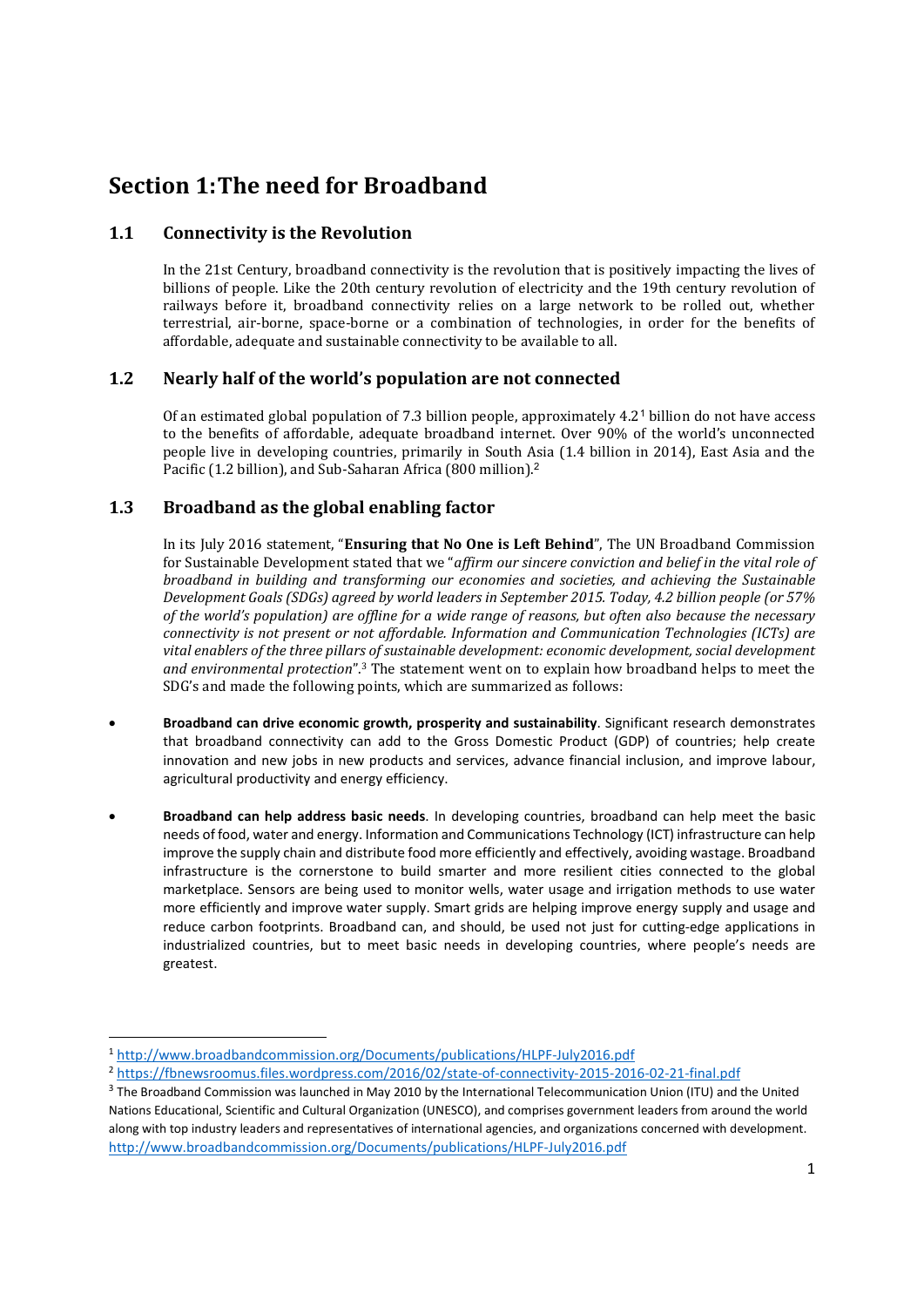# Section 1: The need for Broadband

## 1.1 Connectivity is the Revolution

In the 21st Century, broadband connectivity is the revolution that is positively impacting the lives of billions of people. Like the 20th century revolution of electricity and the 19th century revolution of railways before it, broadband connectivity relies on a large network to be rolled out, whether terrestrial, air-borne, space-borne or a combination of technologies, in order for the benefits of affordable, adequate and sustainable connectivity to be available to all.

## 1.2 Nearly half of the world's population are not connected

Of an estimated global population of 7.3 billion people, approximately 4.2[1] billion do not have access to the benefits of affordable, adequate broadband internet. Over 90% of the world's unconnected people live in developing countries, primarily in South Asia (1.4 billion in 2014), East Asia and the Pacific (1.2 billion), and Sub-Saharan Africa (800 million).[2]

## 1.3 Broadband as the global enabling factor

In its July 2016 statement, "**Ensuring that No One is Left Behind**", The UN Broadband Commission for Sustainable Development stated that we "*affirm our sincere conviction and belief in the vital role of broadband in building and transforming our economies and societies, and achieving the Sustainable Development Goals (SDGs) agreed by world leaders in September 2015. Today, 4.2 billion people (or 57% of the world's population) are offline for a wide range of reasons, but often also because the necessary connectivity is not present or not affordable. Information and Communication Technologies (ICTs) are vital enablers of the three pillars of sustainable development: economic development, social development and environmental protection*".[3] The statement went on to explain how broadband helps to meet the SDG's and made the following points, which are summarized as follows:

- **Broadband can drive economic growth, prosperity and sustainability**. Significant research demonstrates that broadband connectivity can add to the Gross Domestic Product (GDP) of countries; help create innovation and new jobs in new products and services, advance financial inclusion, and improve labour, agricultural productivity and energy efficiency.

- **Broadband can help address basic needs**. In developing countries, broadband can help meet the basic needs of food, water and energy. Information and Communications Technology (ICT) infrastructure can help improve the supply chain and distribute food more efficiently and effectively, avoiding wastage. Broadband infrastructure is the cornerstone to build smarter and more resilient cities connected to the global marketplace. Sensors are being used to monitor wells, water usage and irrigation methods to use water more efficiently and improve water supply. Smart grids are helping improve energy supply and usage and reduce carbon footprints. Broadband can, and should, be used not just for cutting-edge applications in industrialized countries, but to meet basic needs in developing countries, where people's needs are greatest.

---

[1] http://www.broadbandcommission.org/Documents/publications/HLPF-July2016.pdf

[2] https://fbnewsroomus.files.wordpress.com/2016/02/state-of-connectivity-2015-2016-02-21-final.pdf

[3] The Broadband Commission was launched in May 2010 by the International Telecommunication Union (ITU) and the United Nations Educational, Scientific and Cultural Organization (UNESCO), and comprises government leaders from around the world along with top industry leaders and representatives of international agencies, and organizations concerned with development. http://www.broadbandcommission.org/Documents/publications/HLPF-July2016.pdf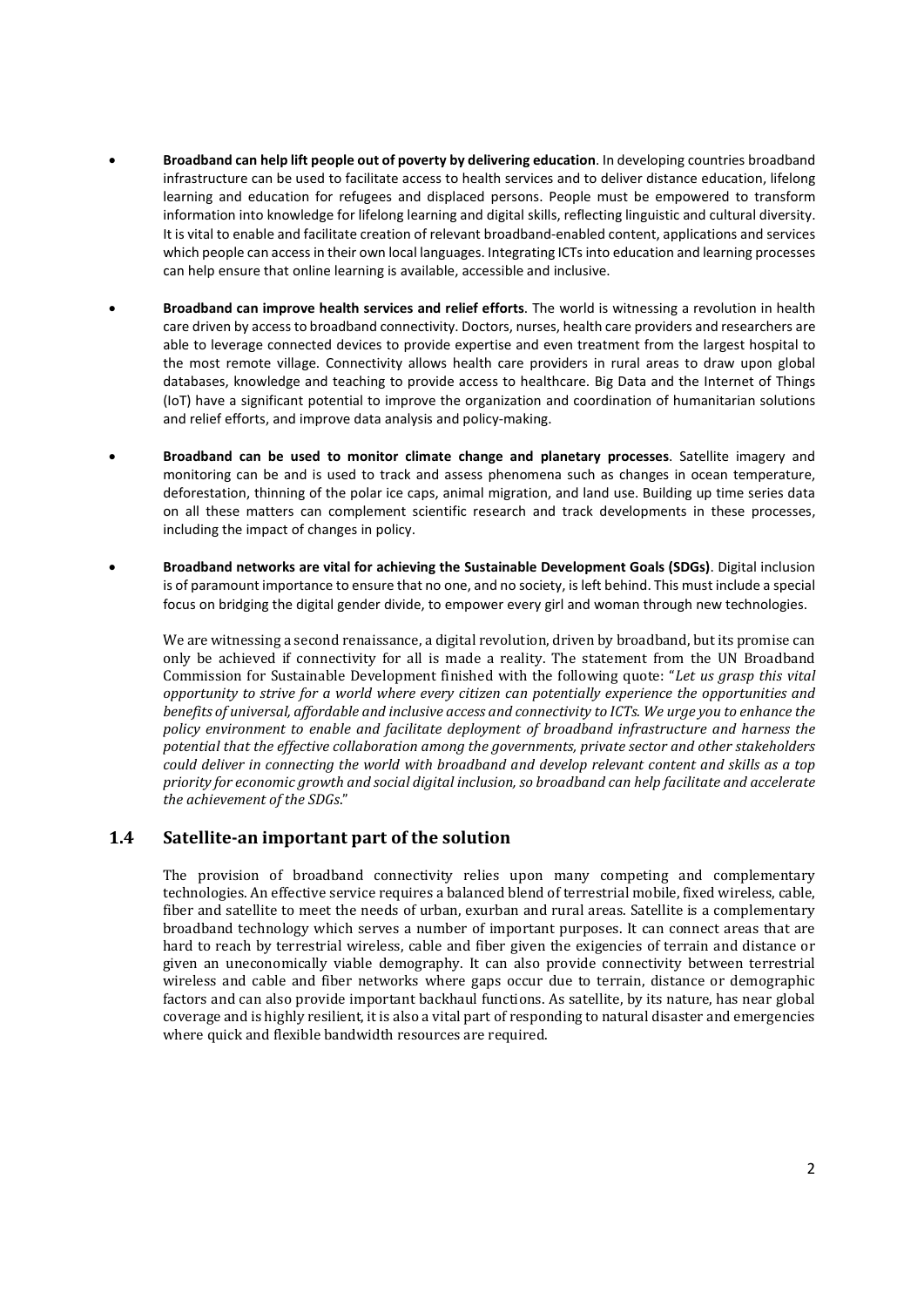- **Broadband can help lift people out of poverty by delivering education**. In developing countries broadband infrastructure can be used to facilitate access to health services and to deliver distance education, lifelong learning and education for refugees and displaced persons. People must be empowered to transform information into knowledge for lifelong learning and digital skills, reflecting linguistic and cultural diversity. It is vital to enable and facilitate creation of relevant broadband-enabled content, applications and services which people can access in their own local languages. Integrating ICTs into education and learning processes can help ensure that online learning is available, accessible and inclusive.

- **Broadband can improve health services and relief efforts**. The world is witnessing a revolution in health care driven by access to broadband connectivity. Doctors, nurses, health care providers and researchers are able to leverage connected devices to provide expertise and even treatment from the largest hospital to the most remote village. Connectivity allows health care providers in rural areas to draw upon global databases, knowledge and teaching to provide access to healthcare. Big Data and the Internet of Things (IoT) have a significant potential to improve the organization and coordination of humanitarian solutions and relief efforts, and improve data analysis and policy-making.

- **Broadband can be used to monitor climate change and planetary processes**. Satellite imagery and monitoring can be and is used to track and assess phenomena such as changes in ocean temperature, deforestation, thinning of the polar ice caps, animal migration, and land use. Building up time series data on all these matters can complement scientific research and track developments in these processes, including the impact of changes in policy.

- **Broadband networks are vital for achieving the Sustainable Development Goals (SDGs)**. Digital inclusion is of paramount importance to ensure that no one, and no society, is left behind. This must include a special focus on bridging the digital gender divide, to empower every girl and woman through new technologies.

We are witnessing a second renaissance, a digital revolution, driven by broadband, but its promise can only be achieved if connectivity for all is made a reality. The statement from the UN Broadband Commission for Sustainable Development finished with the following quote: "*Let us grasp this vital opportunity to strive for a world where every citizen can potentially experience the opportunities and benefits of universal, affordable and inclusive access and connectivity to ICTs. We urge you to enhance the policy environment to enable and facilitate deployment of broadband infrastructure and harness the potential that the effective collaboration among the governments, private sector and other stakeholders could deliver in connecting the world with broadband and develop relevant content and skills as a top priority for economic growth and social digital inclusion, so broadband can help facilitate and accelerate the achievement of the SDGs*."

## 1.4 Satellite-an important part of the solution

The provision of broadband connectivity relies upon many competing and complementary technologies. An effective service requires a balanced blend of terrestrial mobile, fixed wireless, cable, fiber and satellite to meet the needs of urban, exurban and rural areas. Satellite is a complementary broadband technology which serves a number of important purposes. It can connect areas that are hard to reach by terrestrial wireless, cable and fiber given the exigencies of terrain and distance or given an uneconomically viable demography. It can also provide connectivity between terrestrial wireless and cable and fiber networks where gaps occur due to terrain, distance or demographic factors and can also provide important backhaul functions. As satellite, by its nature, has near global coverage and is highly resilient, it is also a vital part of responding to natural disaster and emergencies where quick and flexible bandwidth resources are required.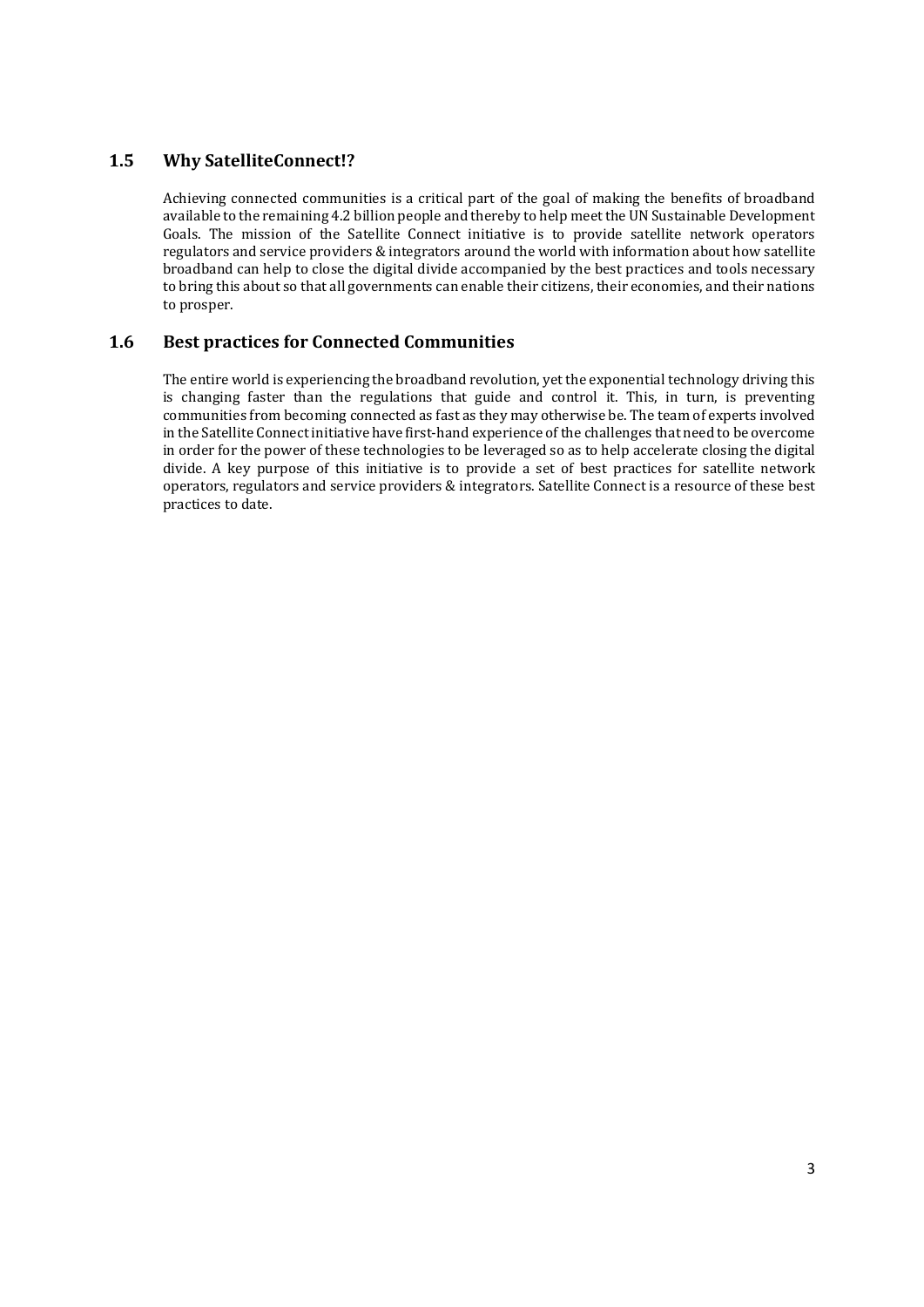## 1.5 Why SatelliteConnect!?

Achieving connected communities is a critical part of the goal of making the benefits of broadband available to the remaining 4.2 billion people and thereby to help meet the UN Sustainable Development Goals. The mission of the Satellite Connect initiative is to provide satellite network operators regulators and service providers & integrators around the world with information about how satellite broadband can help to close the digital divide accompanied by the best practices and tools necessary to bring this about so that all governments can enable their citizens, their economies, and their nations to prosper.

## 1.6 Best practices for Connected Communities

The entire world is experiencing the broadband revolution, yet the exponential technology driving this is changing faster than the regulations that guide and control it. This, in turn, is preventing communities from becoming connected as fast as they may otherwise be. The team of experts involved in the Satellite Connect initiative have first-hand experience of the challenges that need to be overcome in order for the power of these technologies to be leveraged so as to help accelerate closing the digital divide. A key purpose of this initiative is to provide a set of best practices for satellite network operators, regulators and service providers & integrators. Satellite Connect is a resource of these best practices to date.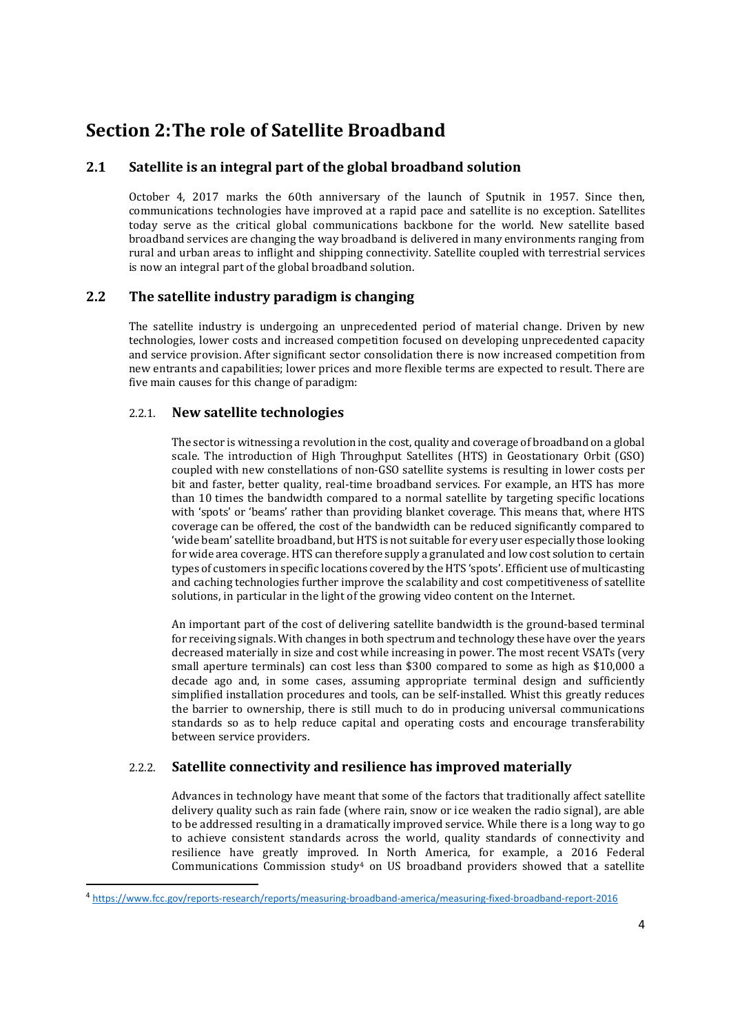# Section 2: The role of Satellite Broadband

## 2.1 Satellite is an integral part of the global broadband solution

October 4, 2017 marks the 60th anniversary of the launch of Sputnik in 1957. Since then, communications technologies have improved at a rapid pace and satellite is no exception. Satellites today serve as the critical global communications backbone for the world. New satellite based broadband services are changing the way broadband is delivered in many environments ranging from rural and urban areas to inflight and shipping connectivity. Satellite coupled with terrestrial services is now an integral part of the global broadband solution.

## 2.2 The satellite industry paradigm is changing

The satellite industry is undergoing an unprecedented period of material change. Driven by new technologies, lower costs and increased competition focused on developing unprecedented capacity and service provision. After significant sector consolidation there is now increased competition from new entrants and capabilities; lower prices and more flexible terms are expected to result. There are five main causes for this change of paradigm:

### 2.2.1. New satellite technologies

The sector is witnessing a revolution in the cost, quality and coverage of broadband on a global scale. The introduction of High Throughput Satellites (HTS) in Geostationary Orbit (GSO) coupled with new constellations of non-GSO satellite systems is resulting in lower costs per bit and faster, better quality, real-time broadband services. For example, an HTS has more than 10 times the bandwidth compared to a normal satellite by targeting specific locations with 'spots' or 'beams' rather than providing blanket coverage. This means that, where HTS coverage can be offered, the cost of the bandwidth can be reduced significantly compared to 'wide beam' satellite broadband, but HTS is not suitable for every user especially those looking for wide area coverage. HTS can therefore supply a granulated and low cost solution to certain types of customers in specific locations covered by the HTS 'spots'. Efficient use of multicasting and caching technologies further improve the scalability and cost competitiveness of satellite solutions, in particular in the light of the growing video content on the Internet.

An important part of the cost of delivering satellite bandwidth is the ground-based terminal for receiving signals. With changes in both spectrum and technology these have over the years decreased materially in size and cost while increasing in power. The most recent VSATs (very small aperture terminals) can cost less than \$300 compared to some as high as \$10,000 a decade ago and, in some cases, assuming appropriate terminal design and sufficiently simplified installation procedures and tools, can be self-installed. Whist this greatly reduces the barrier to ownership, there is still much to do in producing universal communications standards so as to help reduce capital and operating costs and encourage transferability between service providers.

### 2.2.2. Satellite connectivity and resilience has improved materially

Advances in technology have meant that some of the factors that traditionally affect satellite delivery quality such as rain fade (where rain, snow or ice weaken the radio signal), are able to be addressed resulting in a dramatically improved service. While there is a long way to go to achieve consistent standards across the world, quality standards of connectivity and resilience have greatly improved. In North America, for example, a 2016 Federal Communications Commission study[4] on US broadband providers showed that a satellite

[4] https://www.fcc.gov/reports-research/reports/measuring-broadband-america/measuring-fixed-broadband-report-2016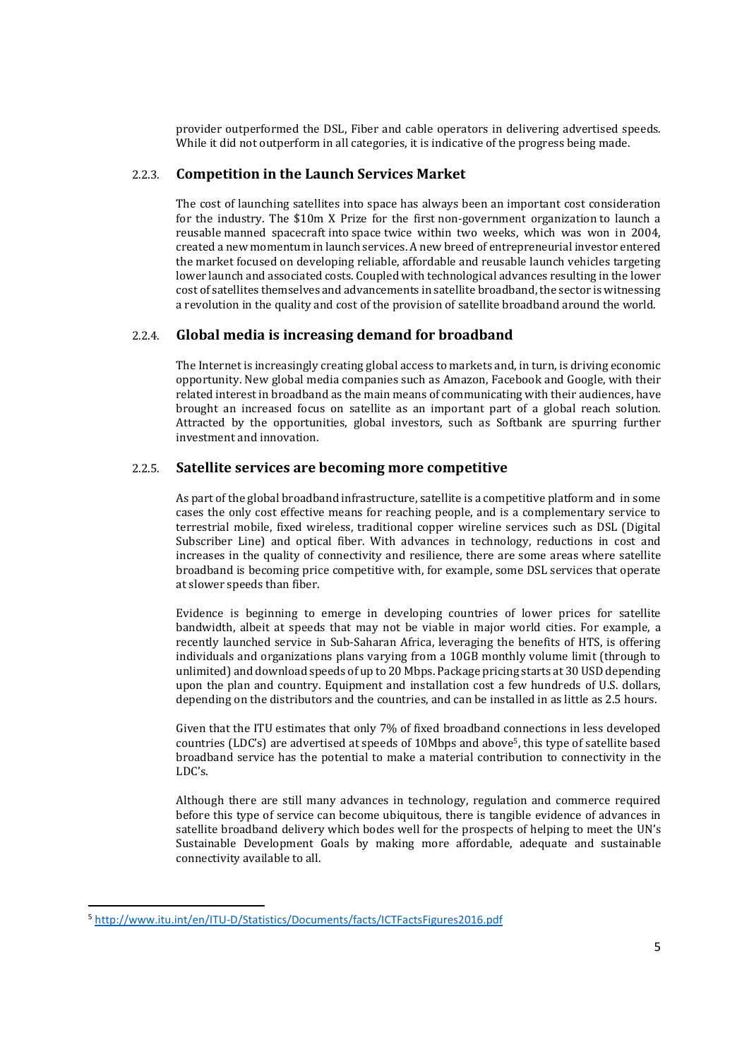provider outperformed the DSL, Fiber and cable operators in delivering advertised speeds. While it did not outperform in all categories, it is indicative of the progress being made.

### 2.2.3. Competition in the Launch Services Market

The cost of launching satellites into space has always been an important cost consideration for the industry. The $10m X Prize for the first non-government organization to launch a reusable manned spacecraft into space twice within two weeks, which was won in 2004, created a new momentum in launch services. A new breed of entrepreneurial investor entered the market focused on developing reliable, affordable and reusable launch vehicles targeting lower launch and associated costs. Coupled with technological advances resulting in the lower cost of satellites themselves and advancements in satellite broadband, the sector is witnessing a revolution in the quality and cost of the provision of satellite broadband around the world.

### 2.2.4. Global media is increasing demand for broadband

The Internet is increasingly creating global access to markets and, in turn, is driving economic opportunity. New global media companies such as Amazon, Facebook and Google, with their related interest in broadband as the main means of communicating with their audiences, have brought an increased focus on satellite as an important part of a global reach solution. Attracted by the opportunities, global investors, such as Softbank are spurring further investment and innovation.

### 2.2.5. Satellite services are becoming more competitive

As part of the global broadband infrastructure, satellite is a competitive platform and in some cases the only cost effective means for reaching people, and is a complementary service to terrestrial mobile, fixed wireless, traditional copper wireline services such as DSL (Digital Subscriber Line) and optical fiber. With advances in technology, reductions in cost and increases in the quality of connectivity and resilience, there are some areas where satellite broadband is becoming price competitive with, for example, some DSL services that operate at slower speeds than fiber.

Evidence is beginning to emerge in developing countries of lower prices for satellite bandwidth, albeit at speeds that may not be viable in major world cities. For example, a recently launched service in Sub-Saharan Africa, leveraging the benefits of HTS, is offering individuals and organizations plans varying from a 10GB monthly volume limit (through to unlimited) and download speeds of up to 20 Mbps. Package pricing starts at 30 USD depending upon the plan and country. Equipment and installation cost a few hundreds of U.S. dollars, depending on the distributors and the countries, and can be installed in as little as 2.5 hours.

Given that the ITU estimates that only 7% of fixed broadband connections in less developed countries (LDC's) are advertised at speeds of 10Mbps and above[5], this type of satellite based broadband service has the potential to make a material contribution to connectivity in the LDC's.

Although there are still many advances in technology, regulation and commerce required before this type of service can become ubiquitous, there is tangible evidence of advances in satellite broadband delivery which bodes well for the prospects of helping to meet the UN's Sustainable Development Goals by making more affordable, adequate and sustainable connectivity available to all.

[5] http://www.itu.int/en/ITU-D/Statistics/Documents/facts/ICTFactsFigures2016.pdf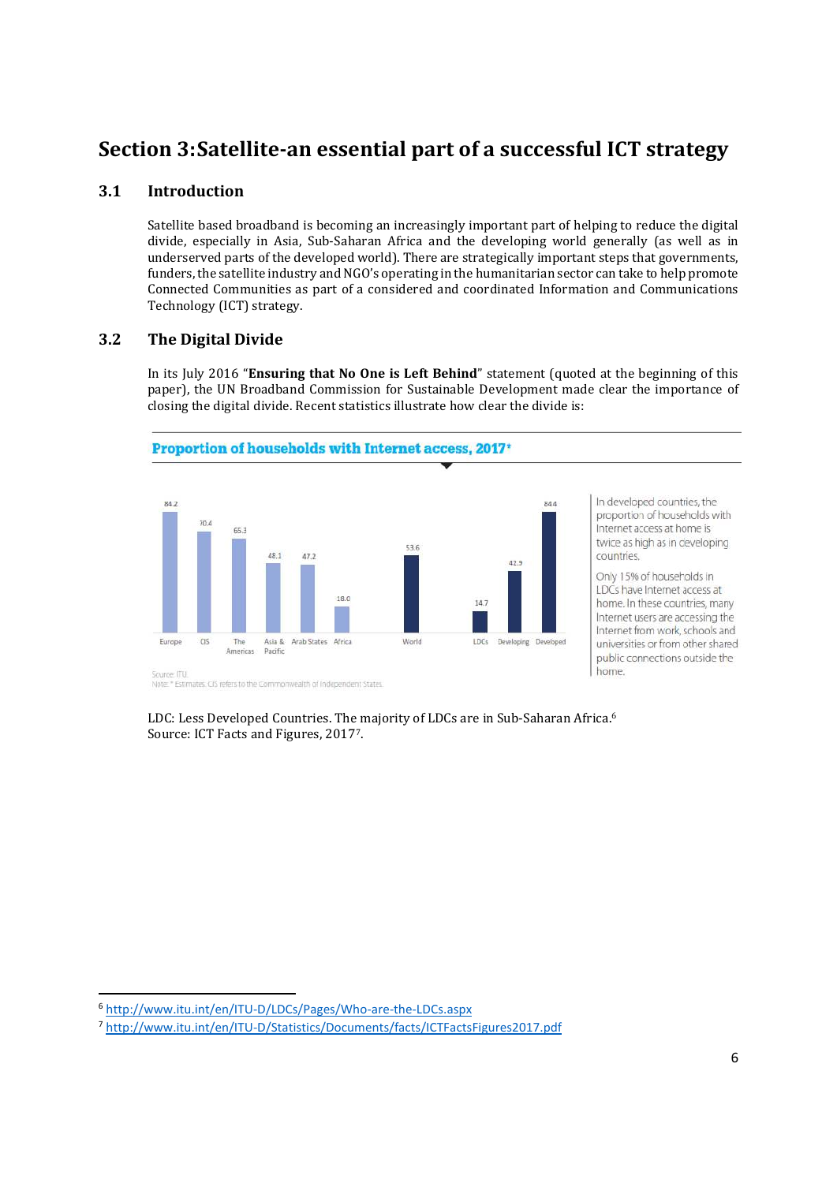# Section 3: Satellite-an essential part of a successful ICT strategy

## 3.1 Introduction

Satellite based broadband is becoming an increasingly important part of helping to reduce the digital divide, especially in Asia, Sub-Saharan Africa and the developing world generally (as well as in underserved parts of the developed world). There are strategically important steps that governments, funders, the satellite industry and NGO's operating in the humanitarian sector can take to help promote Connected Communities as part of a considered and coordinated Information and Communications Technology (ICT) strategy.

## 3.2 The Digital Divide

In its July 2016 "**Ensuring that No One is Left Behind**" statement (quoted at the beginning of this paper), the UN Broadband Commission for Sustainable Development made clear the importance of closing the digital divide. Recent statistics illustrate how clear the divide is:

**Proportion of households with Internet access, 2017***

| Region | % |
|---|---|
| Europe | 84.2 |
| CIS | 70.4 |
| The Americas | 65.3 |
| Asia & Pacific | 48.1 |
| Arab States | 47.2 |
| Africa | 18.0 |
| World | 53.6 |
| LDCs | 14.7 |
| Developing | 42.9 |
| Developed | 84.4 |

In developed countries, the proportion of households with Internet access at home is twice as high as in developing countries.

Only 15% of households in LDCs have Internet access at home. In these countries, many Internet users are accessing the Internet from work, schools and universities or from other shared public connections outside the home.

Source: ITU.
Note: * Estimates. CIS refers to the Commonwealth of Independent States.

LDC: Less Developed Countries. The majority of LDCs are in Sub-Saharan Africa.[6]
Source: ICT Facts and Figures, 2017[7].

---

[6] http://www.itu.int/en/ITU-D/LDCs/Pages/Who-are-the-LDCs.aspx

[7] http://www.itu.int/en/ITU-D/Statistics/Documents/facts/ICTFactsFigures2017.pdf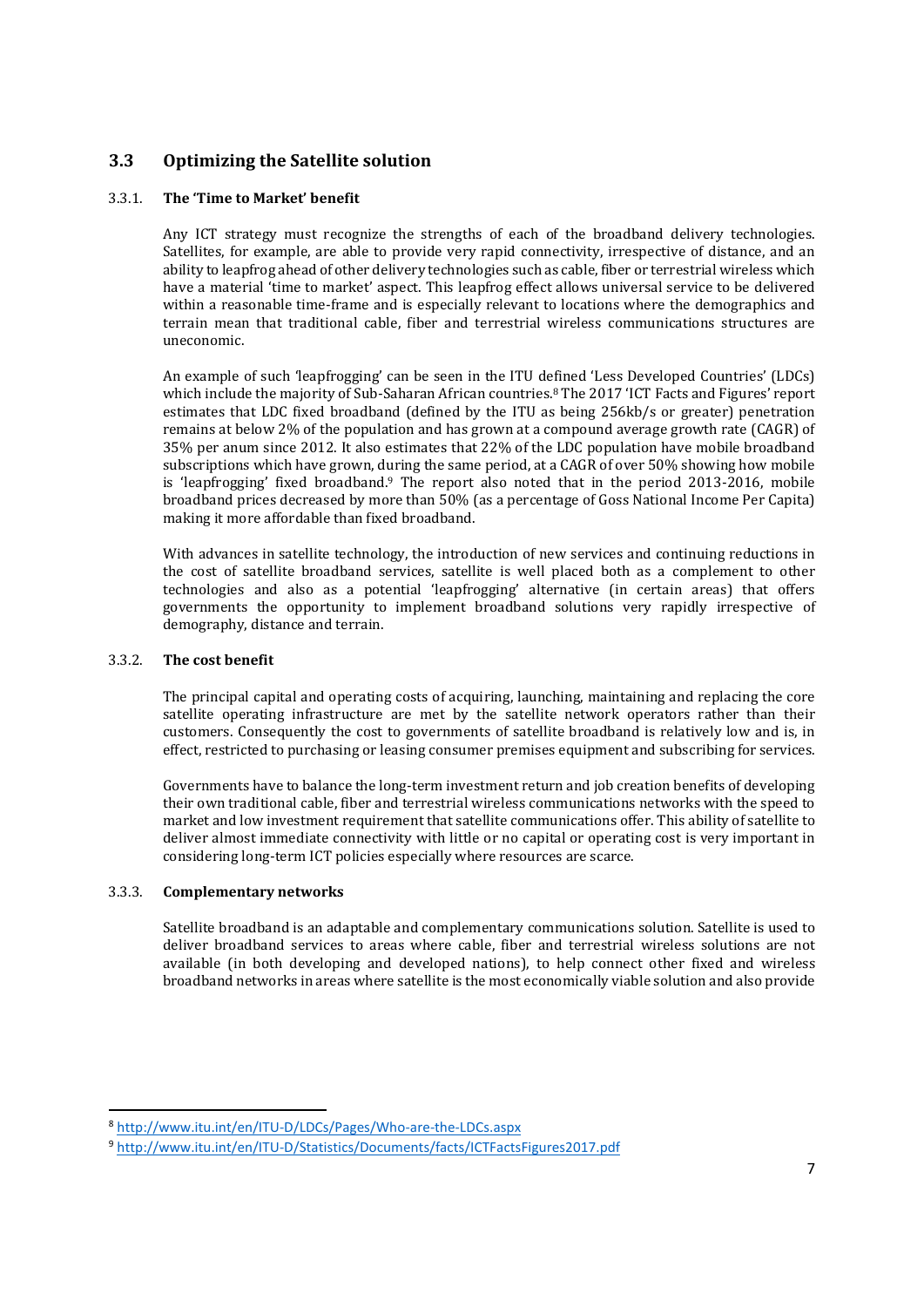## 3.3 Optimizing the Satellite solution

### 3.3.1. The 'Time to Market' benefit

Any ICT strategy must recognize the strengths of each of the broadband delivery technologies. Satellites, for example, are able to provide very rapid connectivity, irrespective of distance, and an ability to leapfrog ahead of other delivery technologies such as cable, fiber or terrestrial wireless which have a material 'time to market' aspect. This leapfrog effect allows universal service to be delivered within a reasonable time-frame and is especially relevant to locations where the demographics and terrain mean that traditional cable, fiber and terrestrial wireless communications structures are uneconomic.

An example of such 'leapfrogging' can be seen in the ITU defined 'Less Developed Countries' (LDCs) which include the majority of Sub-Saharan African countries.[8] The 2017 'ICT Facts and Figures' report estimates that LDC fixed broadband (defined by the ITU as being 256kb/s or greater) penetration remains at below 2% of the population and has grown at a compound average growth rate (CAGR) of 35% per anum since 2012. It also estimates that 22% of the LDC population have mobile broadband subscriptions which have grown, during the same period, at a CAGR of over 50% showing how mobile is 'leapfrogging' fixed broadband.[9] The report also noted that in the period 2013-2016, mobile broadband prices decreased by more than 50% (as a percentage of Goss National Income Per Capita) making it more affordable than fixed broadband.

With advances in satellite technology, the introduction of new services and continuing reductions in the cost of satellite broadband services, satellite is well placed both as a complement to other technologies and also as a potential 'leapfrogging' alternative (in certain areas) that offers governments the opportunity to implement broadband solutions very rapidly irrespective of demography, distance and terrain.

### 3.3.2. The cost benefit

The principal capital and operating costs of acquiring, launching, maintaining and replacing the core satellite operating infrastructure are met by the satellite network operators rather than their customers. Consequently the cost to governments of satellite broadband is relatively low and is, in effect, restricted to purchasing or leasing consumer premises equipment and subscribing for services.

Governments have to balance the long-term investment return and job creation benefits of developing their own traditional cable, fiber and terrestrial wireless communications networks with the speed to market and low investment requirement that satellite communications offer. This ability of satellite to deliver almost immediate connectivity with little or no capital or operating cost is very important in considering long-term ICT policies especially where resources are scarce.

### 3.3.3. Complementary networks

Satellite broadband is an adaptable and complementary communications solution. Satellite is used to deliver broadband services to areas where cable, fiber and terrestrial wireless solutions are not available (in both developing and developed nations), to help connect other fixed and wireless broadband networks in areas where satellite is the most economically viable solution and also provide

---

[8] http://www.itu.int/en/ITU-D/LDCs/Pages/Who-are-the-LDCs.aspx

[9] http://www.itu.int/en/ITU-D/Statistics/Documents/facts/ICTFactsFigures2017.pdf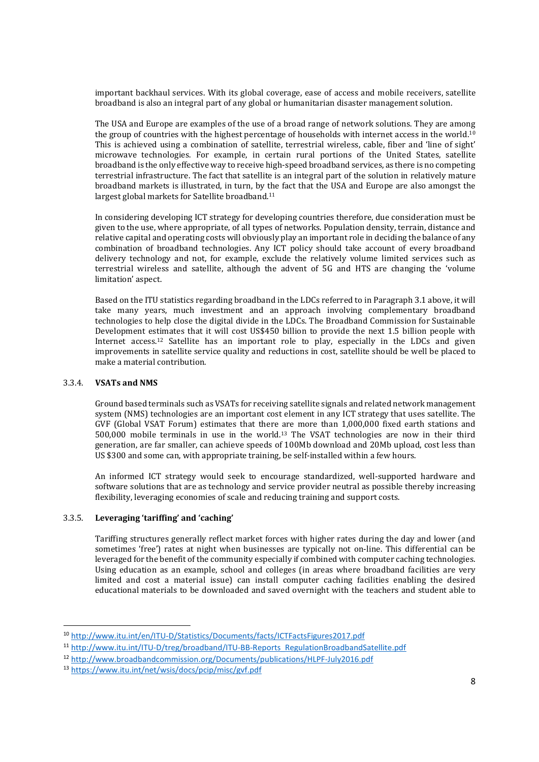important backhaul services. With its global coverage, ease of access and mobile receivers, satellite broadband is also an integral part of any global or humanitarian disaster management solution.

The USA and Europe are examples of the use of a broad range of network solutions. They are among the group of countries with the highest percentage of households with internet access in the world.[10] This is achieved using a combination of satellite, terrestrial wireless, cable, fiber and 'line of sight' microwave technologies. For example, in certain rural portions of the United States, satellite broadband is the only effective way to receive high-speed broadband services, as there is no competing terrestrial infrastructure. The fact that satellite is an integral part of the solution in relatively mature broadband markets is illustrated, in turn, by the fact that the USA and Europe are also amongst the largest global markets for Satellite broadband.[11]

In considering developing ICT strategy for developing countries therefore, due consideration must be given to the use, where appropriate, of all types of networks. Population density, terrain, distance and relative capital and operating costs will obviously play an important role in deciding the balance of any combination of broadband technologies. Any ICT policy should take account of every broadband delivery technology and not, for example, exclude the relatively volume limited services such as terrestrial wireless and satellite, although the advent of 5G and HTS are changing the 'volume limitation' aspect.

Based on the ITU statistics regarding broadband in the LDCs referred to in Paragraph 3.1 above, it will take many years, much investment and an approach involving complementary broadband technologies to help close the digital divide in the LDCs. The Broadband Commission for Sustainable Development estimates that it will cost US$450 billion to provide the next 1.5 billion people with Internet access.[12] Satellite has an important role to play, especially in the LDCs and given improvements in satellite service quality and reductions in cost, satellite should be well be placed to make a material contribution.

### 3.3.4. VSATs and NMS

Ground based terminals such as VSATs for receiving satellite signals and related network management system (NMS) technologies are an important cost element in any ICT strategy that uses satellite. The GVF (Global VSAT Forum) estimates that there are more than 1,000,000 fixed earth stations and 500,000 mobile terminals in use in the world.[13] The VSAT technologies are now in their third generation, are far smaller, can achieve speeds of 100Mb download and 20Mb upload, cost less than US $300 and some can, with appropriate training, be self-installed within a few hours.

An informed ICT strategy would seek to encourage standardized, well-supported hardware and software solutions that are as technology and service provider neutral as possible thereby increasing flexibility, leveraging economies of scale and reducing training and support costs.

### 3.3.5. Leveraging 'tariffing' and 'caching'

Tariffing structures generally reflect market forces with higher rates during the day and lower (and sometimes 'free') rates at night when businesses are typically not on-line. This differential can be leveraged for the benefit of the community especially if combined with computer caching technologies. Using education as an example, school and colleges (in areas where broadband facilities are very limited and cost a material issue) can install computer caching facilities enabling the desired educational materials to be downloaded and saved overnight with the teachers and student able to

---

[10] http://www.itu.int/en/ITU-D/Statistics/Documents/facts/ICTFactsFigures2017.pdf

[11] http://www.itu.int/ITU-D/treg/broadband/ITU-BB-Reports_RegulationBroadbandSatellite.pdf

[12] http://www.broadbandcommission.org/Documents/publications/HLPF-July2016.pdf

[13] https://www.itu.int/net/wsis/docs/pcip/misc/gvf.pdf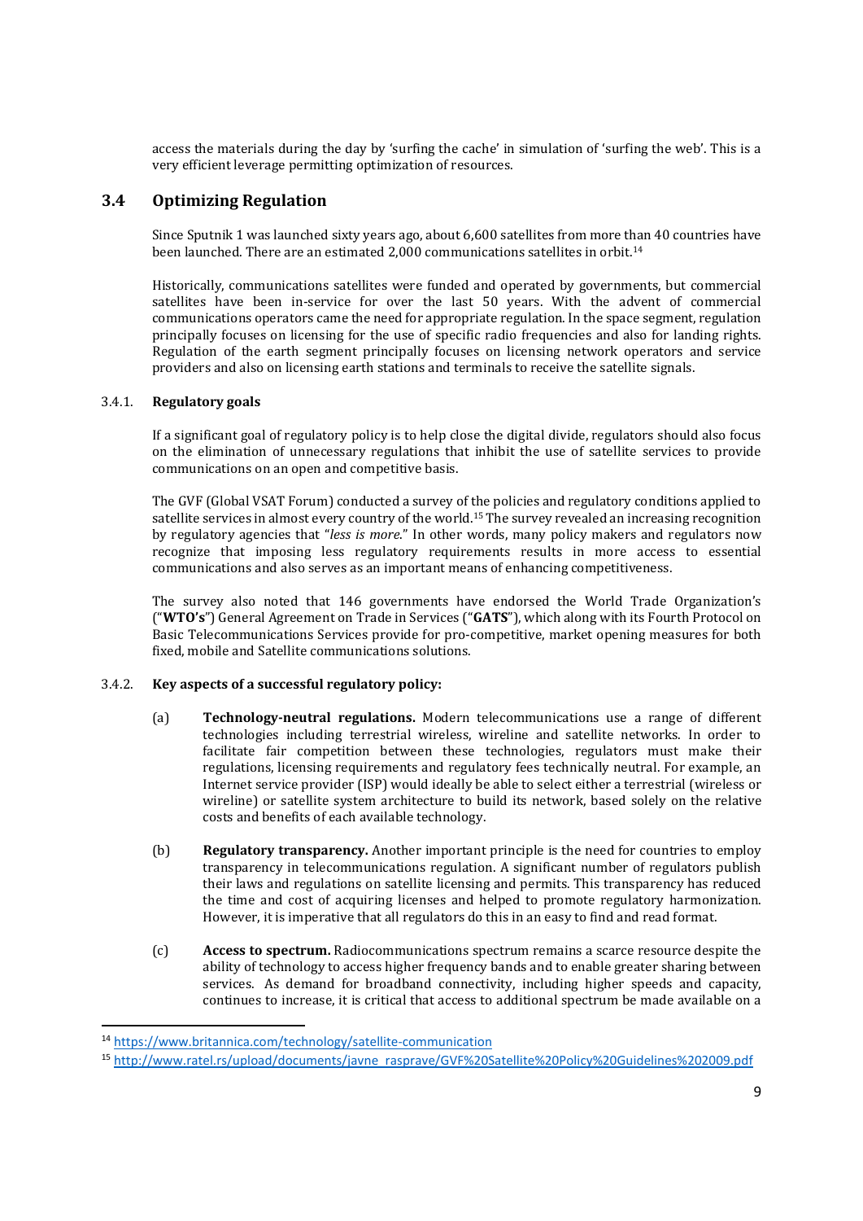access the materials during the day by 'surfing the cache' in simulation of 'surfing the web'. This is a very efficient leverage permitting optimization of resources.

## 3.4 Optimizing Regulation

Since Sputnik 1 was launched sixty years ago, about 6,600 satellites from more than 40 countries have been launched. There are an estimated 2,000 communications satellites in orbit.[14]

Historically, communications satellites were funded and operated by governments, but commercial satellites have been in-service for over the last 50 years. With the advent of commercial communications operators came the need for appropriate regulation. In the space segment, regulation principally focuses on licensing for the use of specific radio frequencies and also for landing rights. Regulation of the earth segment principally focuses on licensing network operators and service providers and also on licensing earth stations and terminals to receive the satellite signals.

### 3.4.1. Regulatory goals

If a significant goal of regulatory policy is to help close the digital divide, regulators should also focus on the elimination of unnecessary regulations that inhibit the use of satellite services to provide communications on an open and competitive basis.

The GVF (Global VSAT Forum) conducted a survey of the policies and regulatory conditions applied to satellite services in almost every country of the world.[15] The survey revealed an increasing recognition by regulatory agencies that "*less is more*." In other words, many policy makers and regulators now recognize that imposing less regulatory requirements results in more access to essential communications and also serves as an important means of enhancing competitiveness.

The survey also noted that 146 governments have endorsed the World Trade Organization's ("**WTO's**") General Agreement on Trade in Services ("**GATS**"), which along with its Fourth Protocol on Basic Telecommunications Services provide for pro-competitive, market opening measures for both fixed, mobile and Satellite communications solutions.

### 3.4.2. Key aspects of a successful regulatory policy:

(a) **Technology-neutral regulations.** Modern telecommunications use a range of different technologies including terrestrial wireless, wireline and satellite networks. In order to facilitate fair competition between these technologies, regulators must make their regulations, licensing requirements and regulatory fees technically neutral. For example, an Internet service provider (ISP) would ideally be able to select either a terrestrial (wireless or wireline) or satellite system architecture to build its network, based solely on the relative costs and benefits of each available technology.

(b) **Regulatory transparency.** Another important principle is the need for countries to employ transparency in telecommunications regulation. A significant number of regulators publish their laws and regulations on satellite licensing and permits. This transparency has reduced the time and cost of acquiring licenses and helped to promote regulatory harmonization. However, it is imperative that all regulators do this in an easy to find and read format.

(c) **Access to spectrum.** Radiocommunications spectrum remains a scarce resource despite the ability of technology to access higher frequency bands and to enable greater sharing between services. As demand for broadband connectivity, including higher speeds and capacity, continues to increase, it is critical that access to additional spectrum be made available on a

---

[14] https://www.britannica.com/technology/satellite-communication

[15] http://www.ratel.rs/upload/documents/javne_rasprave/GVF%20Satellite%20Policy%20Guidelines%202009.pdf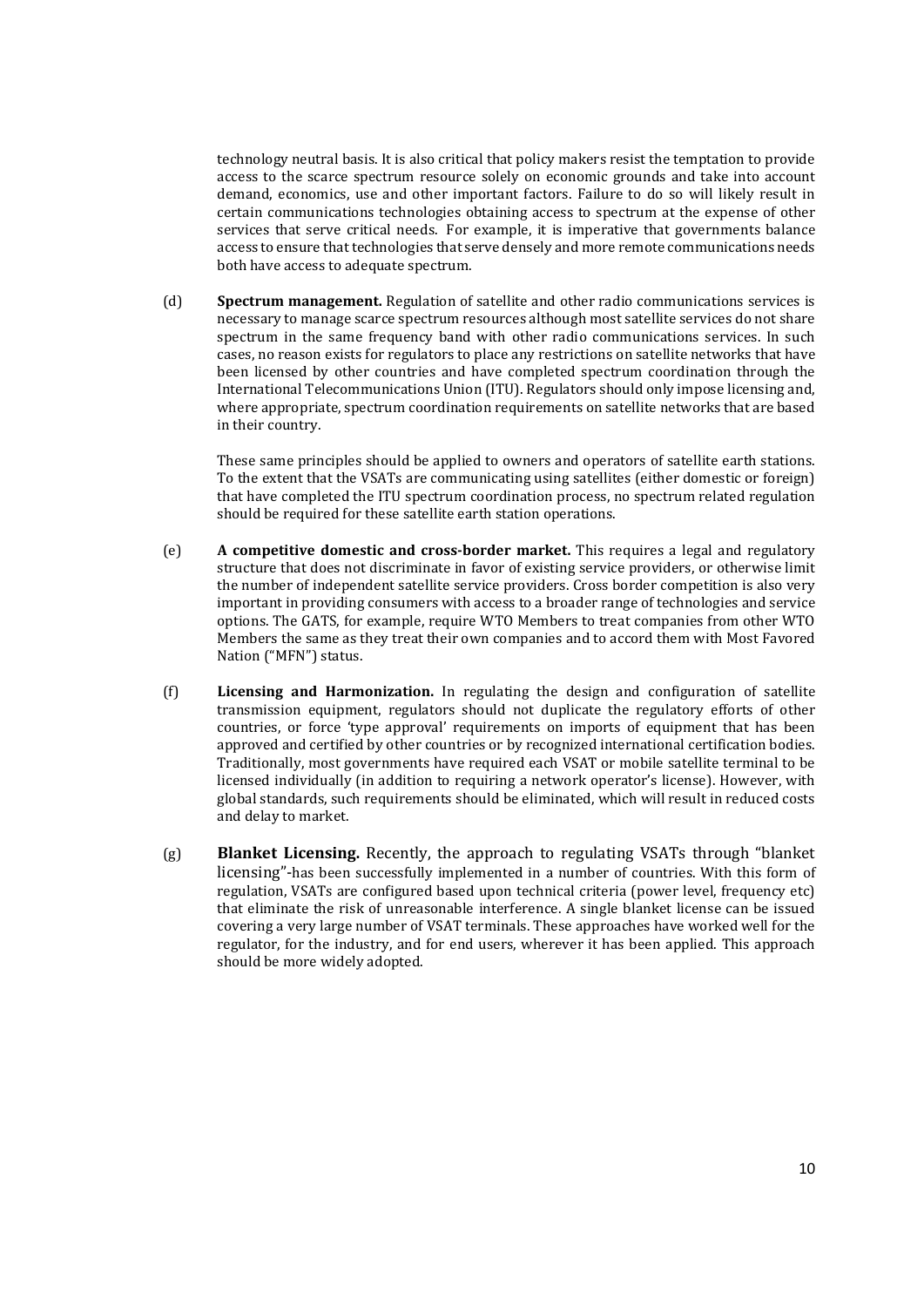technology neutral basis. It is also critical that policy makers resist the temptation to provide access to the scarce spectrum resource solely on economic grounds and take into account demand, economics, use and other important factors. Failure to do so will likely result in certain communications technologies obtaining access to spectrum at the expense of other services that serve critical needs. For example, it is imperative that governments balance access to ensure that technologies that serve densely and more remote communications needs both have access to adequate spectrum.

(d) **Spectrum management.** Regulation of satellite and other radio communications services is necessary to manage scarce spectrum resources although most satellite services do not share spectrum in the same frequency band with other radio communications services. In such cases, no reason exists for regulators to place any restrictions on satellite networks that have been licensed by other countries and have completed spectrum coordination through the International Telecommunications Union (ITU). Regulators should only impose licensing and, where appropriate, spectrum coordination requirements on satellite networks that are based in their country.

These same principles should be applied to owners and operators of satellite earth stations. To the extent that the VSATs are communicating using satellites (either domestic or foreign) that have completed the ITU spectrum coordination process, no spectrum related regulation should be required for these satellite earth station operations.

(e) **A competitive domestic and cross-border market.** This requires a legal and regulatory structure that does not discriminate in favor of existing service providers, or otherwise limit the number of independent satellite service providers. Cross border competition is also very important in providing consumers with access to a broader range of technologies and service options. The GATS, for example, require WTO Members to treat companies from other WTO Members the same as they treat their own companies and to accord them with Most Favored Nation ("MFN") status.

(f) **Licensing and Harmonization.** In regulating the design and configuration of satellite transmission equipment, regulators should not duplicate the regulatory efforts of other countries, or force 'type approval' requirements on imports of equipment that has been approved and certified by other countries or by recognized international certification bodies. Traditionally, most governments have required each VSAT or mobile satellite terminal to be licensed individually (in addition to requiring a network operator's license). However, with global standards, such requirements should be eliminated, which will result in reduced costs and delay to market.

(g) **Blanket Licensing.** Recently, the approach to regulating VSATs through "blanket licensing"-has been successfully implemented in a number of countries. With this form of regulation, VSATs are configured based upon technical criteria (power level, frequency etc) that eliminate the risk of unreasonable interference. A single blanket license can be issued covering a very large number of VSAT terminals. These approaches have worked well for the regulator, for the industry, and for end users, wherever it has been applied. This approach should be more widely adopted.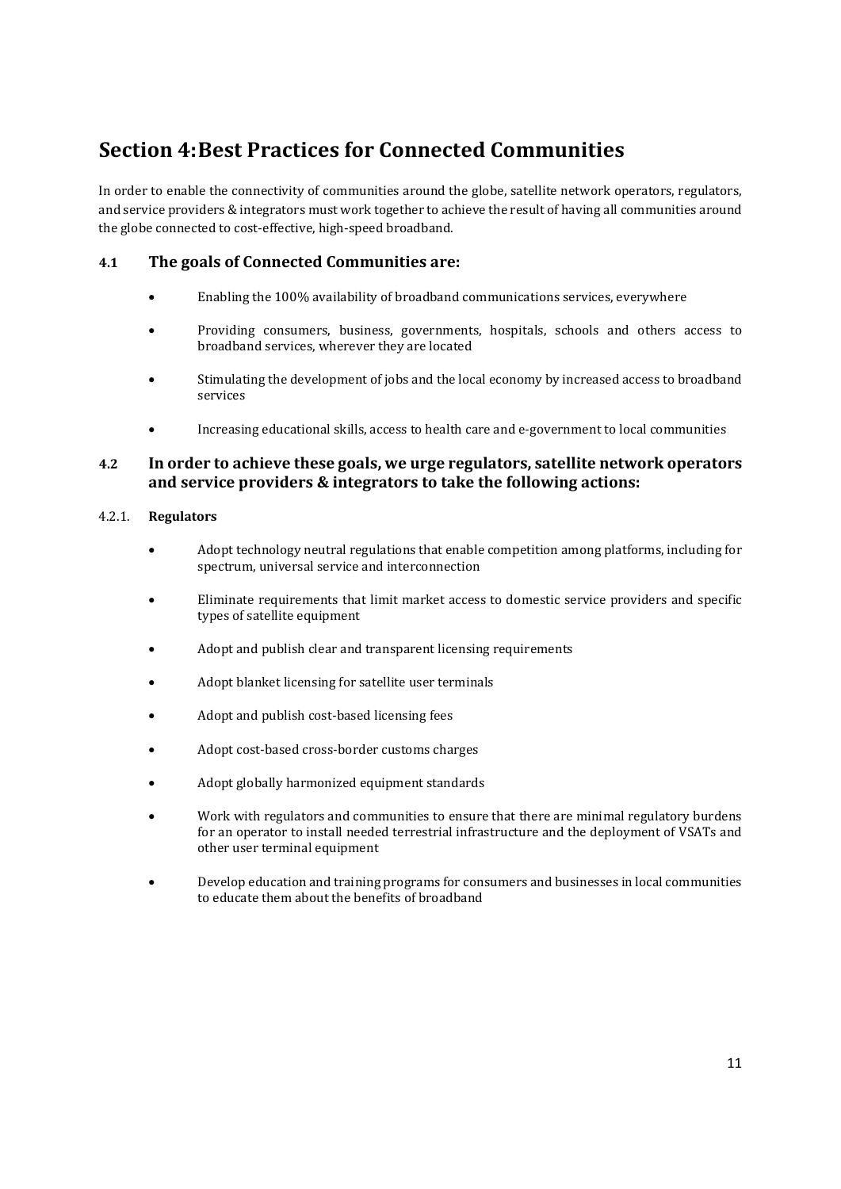# Section 4: Best Practices for Connected Communities

In order to enable the connectivity of communities around the globe, satellite network operators, regulators, and service providers & integrators must work together to achieve the result of having all communities around the globe connected to cost-effective, high-speed broadband.

## 4.1 The goals of Connected Communities are:

- Enabling the 100% availability of broadband communications services, everywhere
- Providing consumers, business, governments, hospitals, schools and others access to broadband services, wherever they are located
- Stimulating the development of jobs and the local economy by increased access to broadband services
- Increasing educational skills, access to health care and e-government to local communities

## 4.2 In order to achieve these goals, we urge regulators, satellite network operators and service providers & integrators to take the following actions:

### 4.2.1. Regulators

- Adopt technology neutral regulations that enable competition among platforms, including for spectrum, universal service and interconnection
- Eliminate requirements that limit market access to domestic service providers and specific types of satellite equipment
- Adopt and publish clear and transparent licensing requirements
- Adopt blanket licensing for satellite user terminals
- Adopt and publish cost-based licensing fees
- Adopt cost-based cross-border customs charges
- Adopt globally harmonized equipment standards
- Work with regulators and communities to ensure that there are minimal regulatory burdens for an operator to install needed terrestrial infrastructure and the deployment of VSATs and other user terminal equipment
- Develop education and training programs for consumers and businesses in local communities to educate them about the benefits of broadband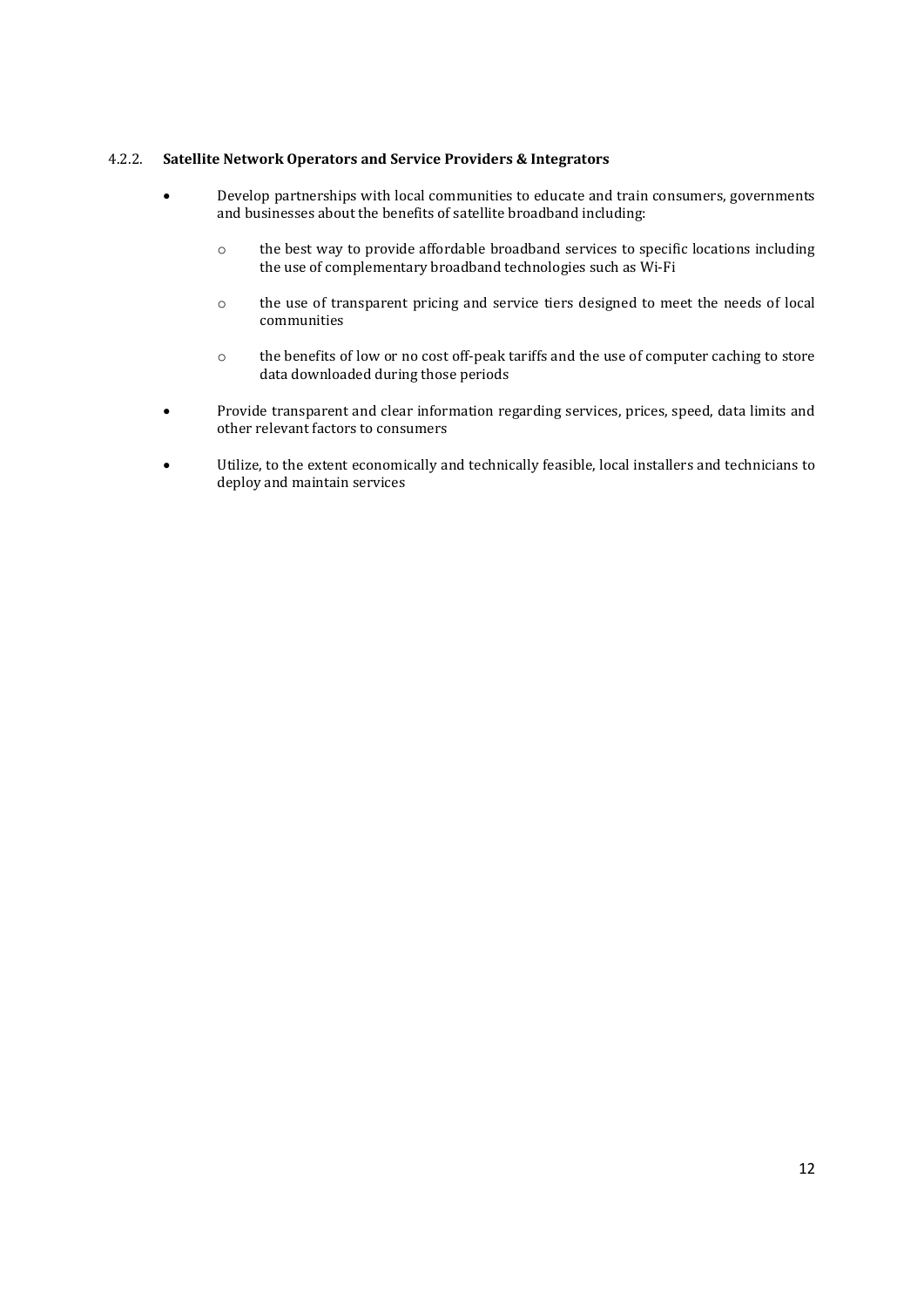#### 4.2.2. **Satellite Network Operators and Service Providers & Integrators**

- Develop partnerships with local communities to educate and train consumers, governments and businesses about the benefits of satellite broadband including:
  - the best way to provide affordable broadband services to specific locations including the use of complementary broadband technologies such as Wi-Fi
  - the use of transparent pricing and service tiers designed to meet the needs of local communities
  - the benefits of low or no cost off-peak tariffs and the use of computer caching to store data downloaded during those periods
- Provide transparent and clear information regarding services, prices, speed, data limits and other relevant factors to consumers
- Utilize, to the extent economically and technically feasible, local installers and technicians to deploy and maintain services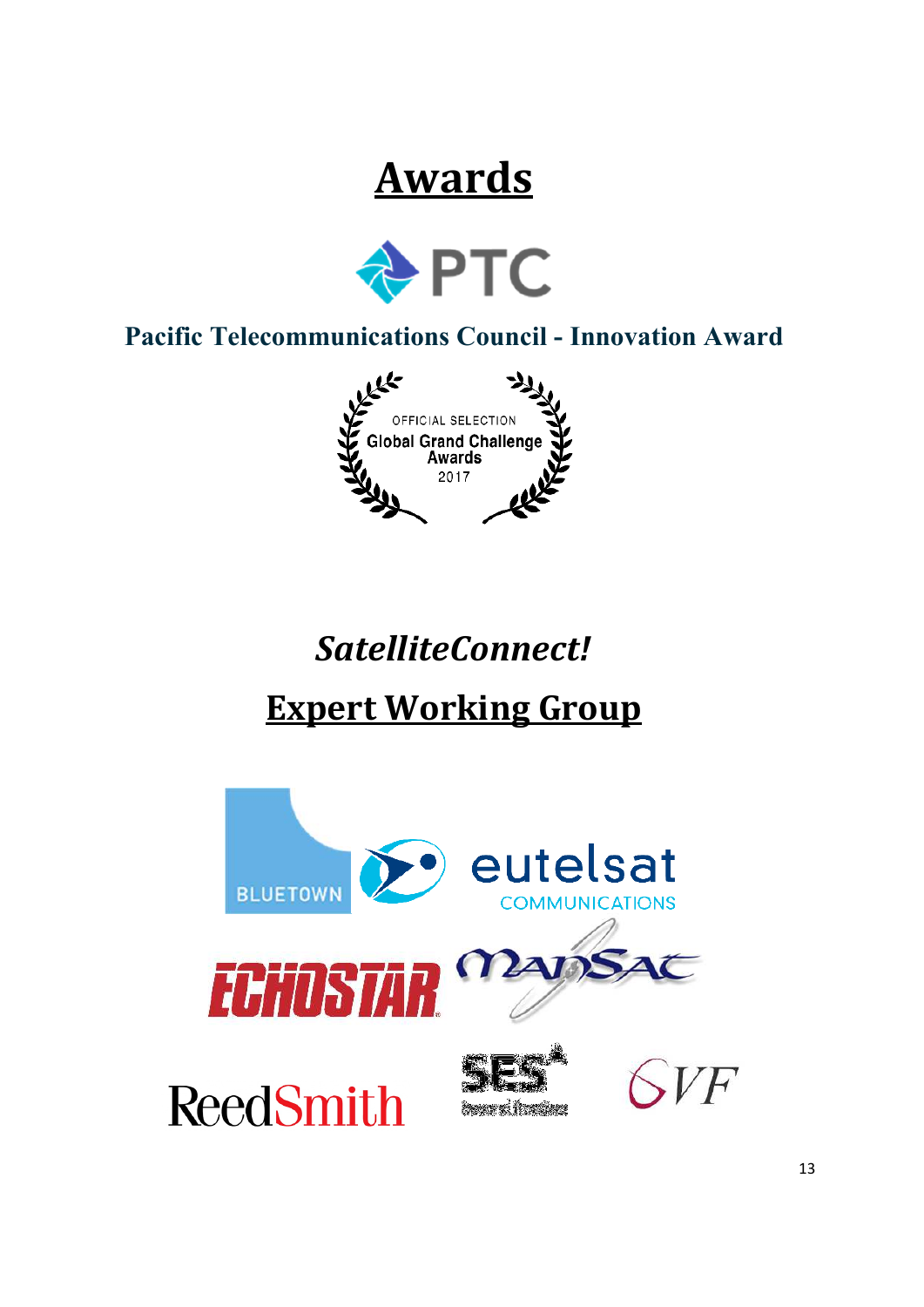# Awards

PTC

**Pacific Telecommunications Council - Innovation Award**

OFFICIAL SELECTION
Global Grand Challenge
Awards
2017

## *SatelliteConnect!*

## Expert Working Group

BLUETOWN

eutelsat
COMMUNICATIONS

ECHOSTAR

ManSat

ReedSmith

SES

GVF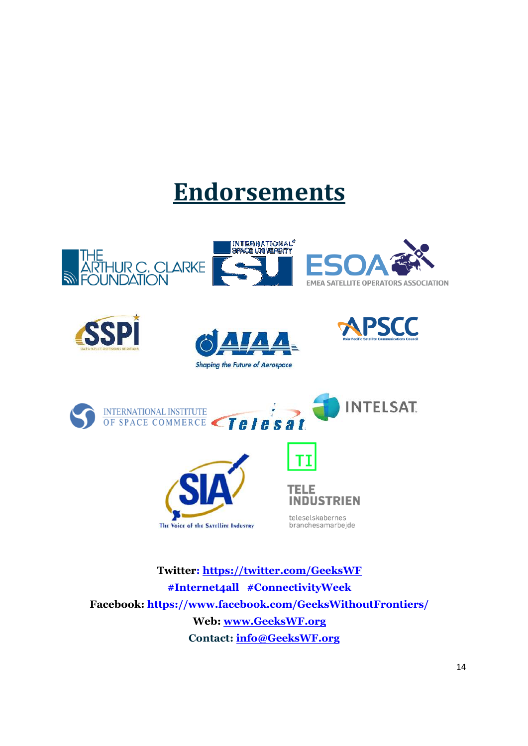# Endorsements

**Twitter: [https://twitter.com/GeeksWF](https://twitter.com/GeeksWF)**

**#Internet4all #ConnectivityWeek**

**Facebook: https://www.facebook.com/GeeksWithoutFrontiers/**

**Web: [www.GeeksWF.org](http://www.GeeksWF.org)**

**Contact: [info@GeeksWF.org](mailto:info@GeeksWF.org)**